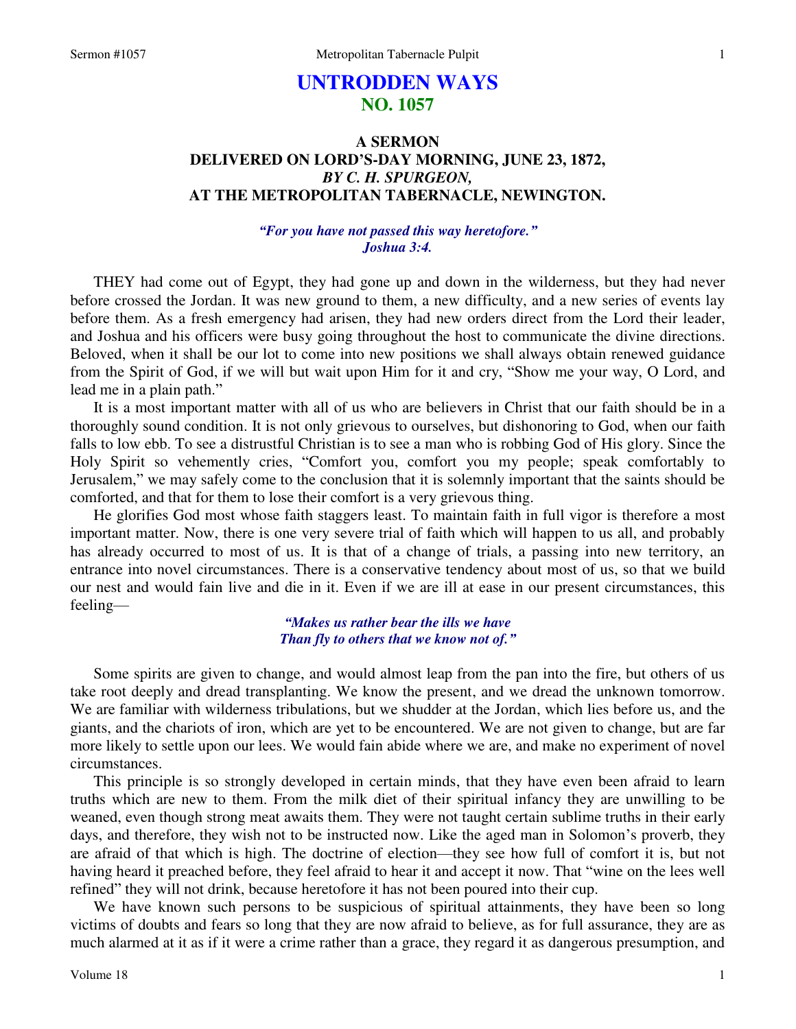# UNTRODDEN WAYS
## NO. 1057

### A SERMON
### DELIVERED ON LORD'S-DAY MORNING, JUNE 23, 1872,
### *BY C. H. SPURGEON,*
### AT THE METROPOLITAN TABERNACLE, NEWINGTON.

*"For you have not passed this way heretofore."*
*Joshua 3:4.*

THEY had come out of Egypt, they had gone up and down in the wilderness, but they had never before crossed the Jordan. It was new ground to them, a new difficulty, and a new series of events lay before them. As a fresh emergency had arisen, they had new orders direct from the Lord their leader, and Joshua and his officers were busy going throughout the host to communicate the divine directions. Beloved, when it shall be our lot to come into new positions we shall always obtain renewed guidance from the Spirit of God, if we will but wait upon Him for it and cry, "Show me your way, O Lord, and lead me in a plain path."

It is a most important matter with all of us who are believers in Christ that our faith should be in a thoroughly sound condition. It is not only grievous to ourselves, but dishonoring to God, when our faith falls to low ebb. To see a distrustful Christian is to see a man who is robbing God of His glory. Since the Holy Spirit so vehemently cries, "Comfort you, comfort you my people; speak comfortably to Jerusalem," we may safely come to the conclusion that it is solemnly important that the saints should be comforted, and that for them to lose their comfort is a very grievous thing.

He glorifies God most whose faith staggers least. To maintain faith in full vigor is therefore a most important matter. Now, there is one very severe trial of faith which will happen to us all, and probably has already occurred to most of us. It is that of a change of trials, a passing into new territory, an entrance into novel circumstances. There is a conservative tendency about most of us, so that we build our nest and would fain live and die in it. Even if we are ill at ease in our present circumstances, this feeling—

*"Makes us rather bear the ills we have*
*Than fly to others that we know not of."*

Some spirits are given to change, and would almost leap from the pan into the fire, but others of us take root deeply and dread transplanting. We know the present, and we dread the unknown tomorrow. We are familiar with wilderness tribulations, but we shudder at the Jordan, which lies before us, and the giants, and the chariots of iron, which are yet to be encountered. We are not given to change, but are far more likely to settle upon our lees. We would fain abide where we are, and make no experiment of novel circumstances.

This principle is so strongly developed in certain minds, that they have even been afraid to learn truths which are new to them. From the milk diet of their spiritual infancy they are unwilling to be weaned, even though strong meat awaits them. They were not taught certain sublime truths in their early days, and therefore, they wish not to be instructed now. Like the aged man in Solomon's proverb, they are afraid of that which is high. The doctrine of election—they see how full of comfort it is, but not having heard it preached before, they feel afraid to hear it and accept it now. That "wine on the lees well refined" they will not drink, because heretofore it has not been poured into their cup.

We have known such persons to be suspicious of spiritual attainments, they have been so long victims of doubts and fears so long that they are now afraid to believe, as for full assurance, they are as much alarmed at it as if it were a crime rather than a grace, they regard it as dangerous presumption, and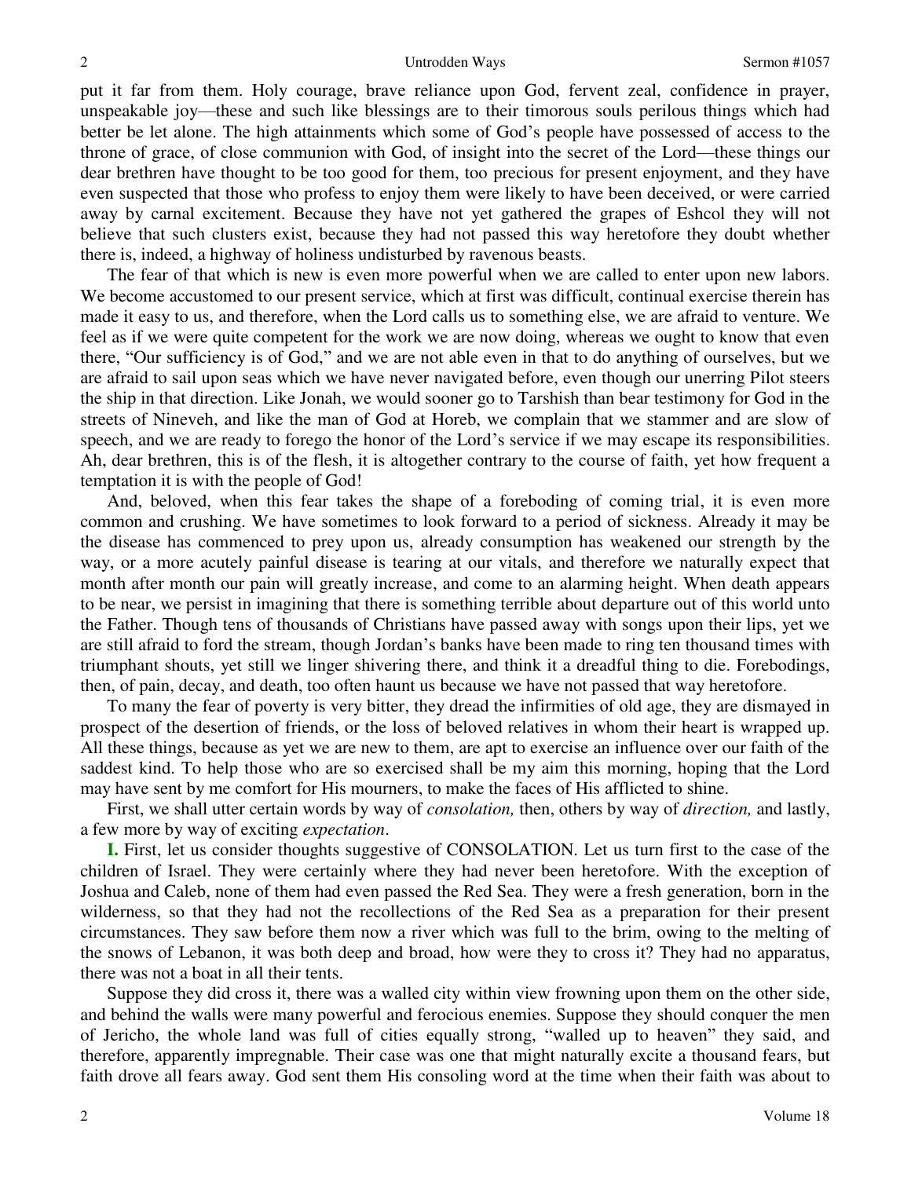put it far from them. Holy courage, brave reliance upon God, fervent zeal, confidence in prayer, unspeakable joy—these and such like blessings are to their timorous souls perilous things which had better be let alone. The high attainments which some of God's people have possessed of access to the throne of grace, of close communion with God, of insight into the secret of the Lord—these things our dear brethren have thought to be too good for them, too precious for present enjoyment, and they have even suspected that those who profess to enjoy them were likely to have been deceived, or were carried away by carnal excitement. Because they have not yet gathered the grapes of Eshcol they will not believe that such clusters exist, because they had not passed this way heretofore they doubt whether there is, indeed, a highway of holiness undisturbed by ravenous beasts.

The fear of that which is new is even more powerful when we are called to enter upon new labors. We become accustomed to our present service, which at first was difficult, continual exercise therein has made it easy to us, and therefore, when the Lord calls us to something else, we are afraid to venture. We feel as if we were quite competent for the work we are now doing, whereas we ought to know that even there, "Our sufficiency is of God," and we are not able even in that to do anything of ourselves, but we are afraid to sail upon seas which we have never navigated before, even though our unerring Pilot steers the ship in that direction. Like Jonah, we would sooner go to Tarshish than bear testimony for God in the streets of Nineveh, and like the man of God at Horeb, we complain that we stammer and are slow of speech, and we are ready to forego the honor of the Lord's service if we may escape its responsibilities. Ah, dear brethren, this is of the flesh, it is altogether contrary to the course of faith, yet how frequent a temptation it is with the people of God!

And, beloved, when this fear takes the shape of a foreboding of coming trial, it is even more common and crushing. We have sometimes to look forward to a period of sickness. Already it may be the disease has commenced to prey upon us, already consumption has weakened our strength by the way, or a more acutely painful disease is tearing at our vitals, and therefore we naturally expect that month after month our pain will greatly increase, and come to an alarming height. When death appears to be near, we persist in imagining that there is something terrible about departure out of this world unto the Father. Though tens of thousands of Christians have passed away with songs upon their lips, yet we are still afraid to ford the stream, though Jordan's banks have been made to ring ten thousand times with triumphant shouts, yet still we linger shivering there, and think it a dreadful thing to die. Forebodings, then, of pain, decay, and death, too often haunt us because we have not passed that way heretofore.

To many the fear of poverty is very bitter, they dread the infirmities of old age, they are dismayed in prospect of the desertion of friends, or the loss of beloved relatives in whom their heart is wrapped up. All these things, because as yet we are new to them, are apt to exercise an influence over our faith of the saddest kind. To help those who are so exercised shall be my aim this morning, hoping that the Lord may have sent by me comfort for His mourners, to make the faces of His afflicted to shine.

First, we shall utter certain words by way of *consolation,* then, others by way of *direction,* and lastly, a few more by way of exciting *expectation*.

**I.** First, let us consider thoughts suggestive of CONSOLATION. Let us turn first to the case of the children of Israel. They were certainly where they had never been heretofore. With the exception of Joshua and Caleb, none of them had even passed the Red Sea. They were a fresh generation, born in the wilderness, so that they had not the recollections of the Red Sea as a preparation for their present circumstances. They saw before them now a river which was full to the brim, owing to the melting of the snows of Lebanon, it was both deep and broad, how were they to cross it? They had no apparatus, there was not a boat in all their tents.

Suppose they did cross it, there was a walled city within view frowning upon them on the other side, and behind the walls were many powerful and ferocious enemies. Suppose they should conquer the men of Jericho, the whole land was full of cities equally strong, "walled up to heaven" they said, and therefore, apparently impregnable. Their case was one that might naturally excite a thousand fears, but faith drove all fears away. God sent them His consoling word at the time when their faith was about to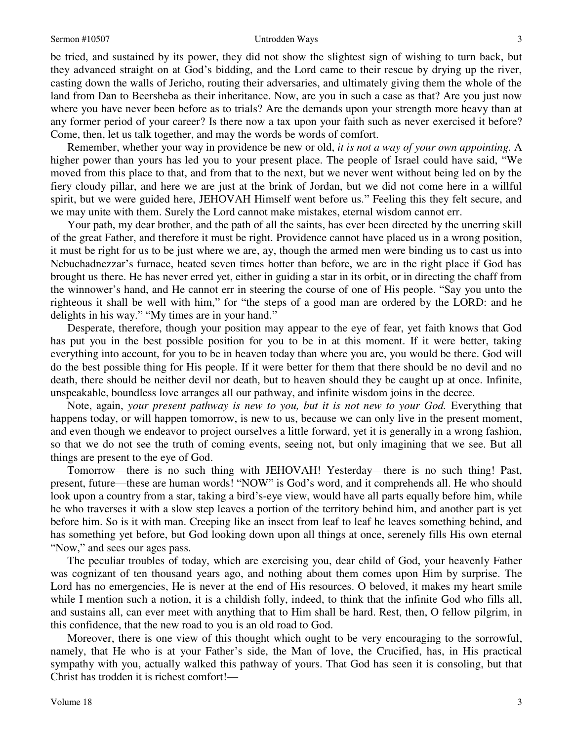be tried, and sustained by its power, they did not show the slightest sign of wishing to turn back, but they advanced straight on at God's bidding, and the Lord came to their rescue by drying up the river, casting down the walls of Jericho, routing their adversaries, and ultimately giving them the whole of the land from Dan to Beersheba as their inheritance. Now, are you in such a case as that? Are you just now where you have never been before as to trials? Are the demands upon your strength more heavy than at any former period of your career? Is there now a tax upon your faith such as never exercised it before? Come, then, let us talk together, and may the words be words of comfort.

Remember, whether your way in providence be new or old, *it is not a way of your own appointing.* A higher power than yours has led you to your present place. The people of Israel could have said, "We moved from this place to that, and from that to the next, but we never went without being led on by the fiery cloudy pillar, and here we are just at the brink of Jordan, but we did not come here in a willful spirit, but we were guided here, JEHOVAH Himself went before us." Feeling this they felt secure, and we may unite with them. Surely the Lord cannot make mistakes, eternal wisdom cannot err.

Your path, my dear brother, and the path of all the saints, has ever been directed by the unerring skill of the great Father, and therefore it must be right. Providence cannot have placed us in a wrong position, it must be right for us to be just where we are, ay, though the armed men were binding us to cast us into Nebuchadnezzar's furnace, heated seven times hotter than before, we are in the right place if God has brought us there. He has never erred yet, either in guiding a star in its orbit, or in directing the chaff from the winnower's hand, and He cannot err in steering the course of one of His people. "Say you unto the righteous it shall be well with him," for "the steps of a good man are ordered by the LORD: and he delights in his way." "My times are in your hand."

Desperate, therefore, though your position may appear to the eye of fear, yet faith knows that God has put you in the best possible position for you to be in at this moment. If it were better, taking everything into account, for you to be in heaven today than where you are, you would be there. God will do the best possible thing for His people. If it were better for them that there should be no devil and no death, there should be neither devil nor death, but to heaven should they be caught up at once. Infinite, unspeakable, boundless love arranges all our pathway, and infinite wisdom joins in the decree.

Note, again, *your present pathway is new to you, but it is not new to your God.* Everything that happens today, or will happen tomorrow, is new to us, because we can only live in the present moment, and even though we endeavor to project ourselves a little forward, yet it is generally in a wrong fashion, so that we do not see the truth of coming events, seeing not, but only imagining that we see. But all things are present to the eye of God.

Tomorrow—there is no such thing with JEHOVAH! Yesterday—there is no such thing! Past, present, future—these are human words! "NOW" is God's word, and it comprehends all. He who should look upon a country from a star, taking a bird's-eye view, would have all parts equally before him, while he who traverses it with a slow step leaves a portion of the territory behind him, and another part is yet before him. So is it with man. Creeping like an insect from leaf to leaf he leaves something behind, and has something yet before, but God looking down upon all things at once, serenely fills His own eternal "Now," and sees our ages pass.

The peculiar troubles of today, which are exercising you, dear child of God, your heavenly Father was cognizant of ten thousand years ago, and nothing about them comes upon Him by surprise. The Lord has no emergencies, He is never at the end of His resources. O beloved, it makes my heart smile while I mention such a notion, it is a childish folly, indeed, to think that the infinite God who fills all, and sustains all, can ever meet with anything that to Him shall be hard. Rest, then, O fellow pilgrim, in this confidence, that the new road to you is an old road to God.

Moreover, there is one view of this thought which ought to be very encouraging to the sorrowful, namely, that He who is at your Father's side, the Man of love, the Crucified, has, in His practical sympathy with you, actually walked this pathway of yours. That God has seen it is consoling, but that Christ has trodden it is richest comfort!—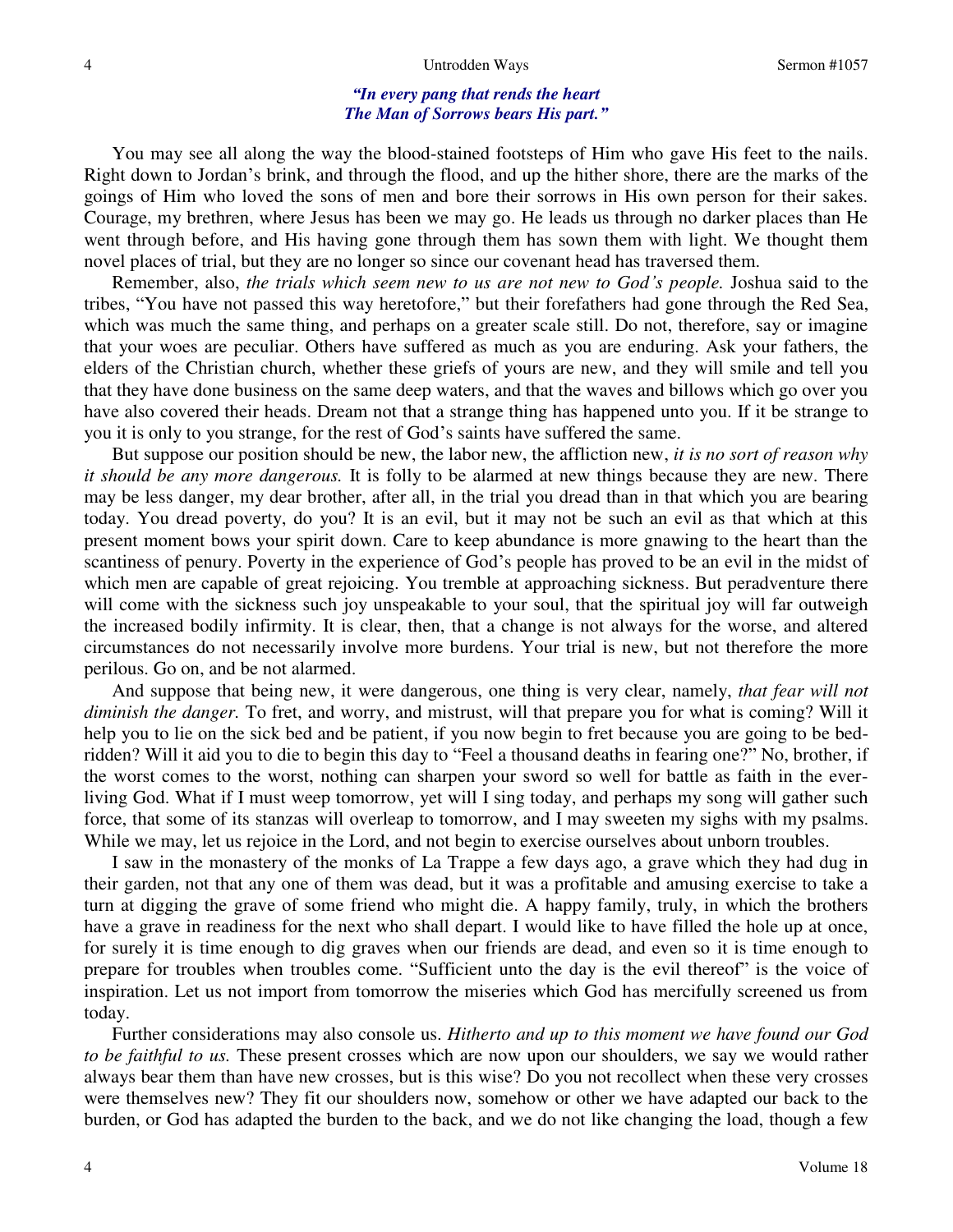*"In every pang that rends the heart*
*The Man of Sorrows bears His part."*

You may see all along the way the blood-stained footsteps of Him who gave His feet to the nails. Right down to Jordan's brink, and through the flood, and up the hither shore, there are the marks of the goings of Him who loved the sons of men and bore their sorrows in His own person for their sakes. Courage, my brethren, where Jesus has been we may go. He leads us through no darker places than He went through before, and His having gone through them has sown them with light. We thought them novel places of trial, but they are no longer so since our covenant head has traversed them.

Remember, also, *the trials which seem new to us are not new to God's people.* Joshua said to the tribes, "You have not passed this way heretofore," but their forefathers had gone through the Red Sea, which was much the same thing, and perhaps on a greater scale still. Do not, therefore, say or imagine that your woes are peculiar. Others have suffered as much as you are enduring. Ask your fathers, the elders of the Christian church, whether these griefs of yours are new, and they will smile and tell you that they have done business on the same deep waters, and that the waves and billows which go over you have also covered their heads. Dream not that a strange thing has happened unto you. If it be strange to you it is only to you strange, for the rest of God's saints have suffered the same.

But suppose our position should be new, the labor new, the affliction new, *it is no sort of reason why it should be any more dangerous.* It is folly to be alarmed at new things because they are new. There may be less danger, my dear brother, after all, in the trial you dread than in that which you are bearing today. You dread poverty, do you? It is an evil, but it may not be such an evil as that which at this present moment bows your spirit down. Care to keep abundance is more gnawing to the heart than the scantiness of penury. Poverty in the experience of God's people has proved to be an evil in the midst of which men are capable of great rejoicing. You tremble at approaching sickness. But peradventure there will come with the sickness such joy unspeakable to your soul, that the spiritual joy will far outweigh the increased bodily infirmity. It is clear, then, that a change is not always for the worse, and altered circumstances do not necessarily involve more burdens. Your trial is new, but not therefore the more perilous. Go on, and be not alarmed.

And suppose that being new, it were dangerous, one thing is very clear, namely, *that fear will not diminish the danger.* To fret, and worry, and mistrust, will that prepare you for what is coming? Will it help you to lie on the sick bed and be patient, if you now begin to fret because you are going to be bed-ridden? Will it aid you to die to begin this day to "Feel a thousand deaths in fearing one?" No, brother, if the worst comes to the worst, nothing can sharpen your sword so well for battle as faith in the ever-living God. What if I must weep tomorrow, yet will I sing today, and perhaps my song will gather such force, that some of its stanzas will overleap to tomorrow, and I may sweeten my sighs with my psalms. While we may, let us rejoice in the Lord, and not begin to exercise ourselves about unborn troubles.

I saw in the monastery of the monks of La Trappe a few days ago, a grave which they had dug in their garden, not that any one of them was dead, but it was a profitable and amusing exercise to take a turn at digging the grave of some friend who might die. A happy family, truly, in which the brothers have a grave in readiness for the next who shall depart. I would like to have filled the hole up at once, for surely it is time enough to dig graves when our friends are dead, and even so it is time enough to prepare for troubles when troubles come. "Sufficient unto the day is the evil thereof" is the voice of inspiration. Let us not import from tomorrow the miseries which God has mercifully screened us from today.

Further considerations may also console us. *Hitherto and up to this moment we have found our God to be faithful to us.* These present crosses which are now upon our shoulders, we say we would rather always bear them than have new crosses, but is this wise? Do you not recollect when these very crosses were themselves new? They fit our shoulders now, somehow or other we have adapted our back to the burden, or God has adapted the burden to the back, and we do not like changing the load, though a few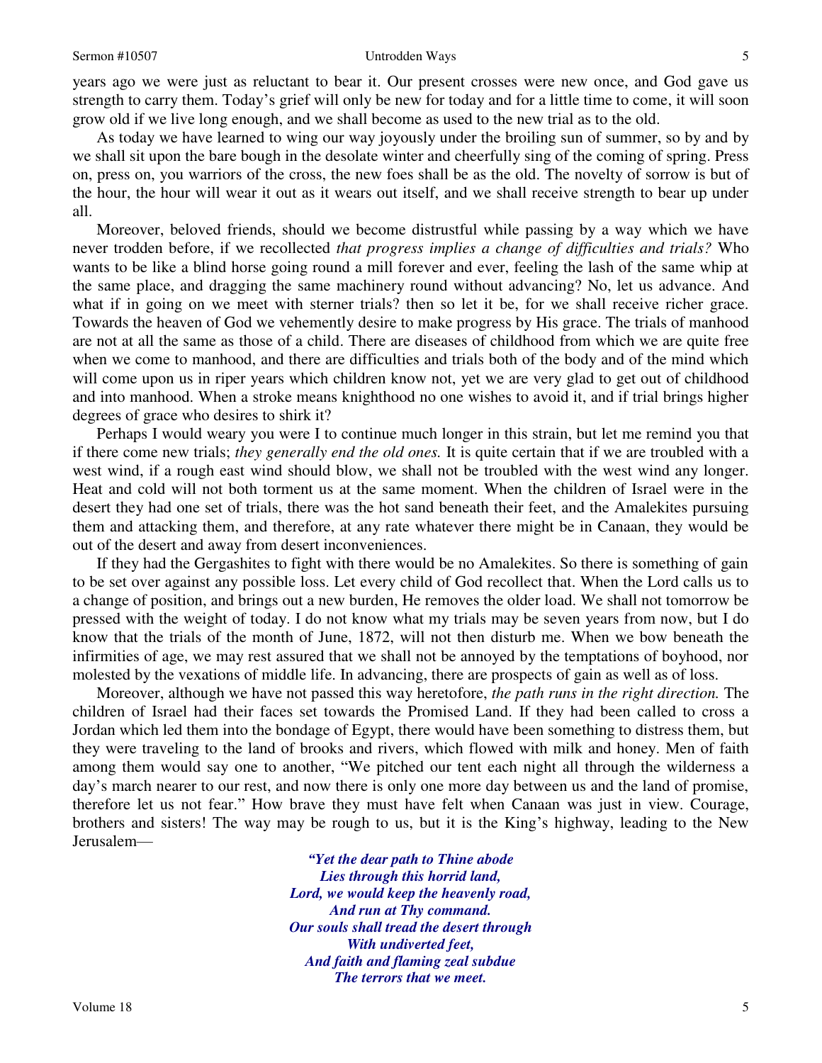years ago we were just as reluctant to bear it. Our present crosses were new once, and God gave us strength to carry them. Today's grief will only be new for today and for a little time to come, it will soon grow old if we live long enough, and we shall become as used to the new trial as to the old.

As today we have learned to wing our way joyously under the broiling sun of summer, so by and by we shall sit upon the bare bough in the desolate winter and cheerfully sing of the coming of spring. Press on, press on, you warriors of the cross, the new foes shall be as the old. The novelty of sorrow is but of the hour, the hour will wear it out as it wears out itself, and we shall receive strength to bear up under all.

Moreover, beloved friends, should we become distrustful while passing by a way which we have never trodden before, if we recollected *that progress implies a change of difficulties and trials?* Who wants to be like a blind horse going round a mill forever and ever, feeling the lash of the same whip at the same place, and dragging the same machinery round without advancing? No, let us advance. And what if in going on we meet with sterner trials? then so let it be, for we shall receive richer grace. Towards the heaven of God we vehemently desire to make progress by His grace. The trials of manhood are not at all the same as those of a child. There are diseases of childhood from which we are quite free when we come to manhood, and there are difficulties and trials both of the body and of the mind which will come upon us in riper years which children know not, yet we are very glad to get out of childhood and into manhood. When a stroke means knighthood no one wishes to avoid it, and if trial brings higher degrees of grace who desires to shirk it?

Perhaps I would weary you were I to continue much longer in this strain, but let me remind you that if there come new trials; *they generally end the old ones.* It is quite certain that if we are troubled with a west wind, if a rough east wind should blow, we shall not be troubled with the west wind any longer. Heat and cold will not both torment us at the same moment. When the children of Israel were in the desert they had one set of trials, there was the hot sand beneath their feet, and the Amalekites pursuing them and attacking them, and therefore, at any rate whatever there might be in Canaan, they would be out of the desert and away from desert inconveniences.

If they had the Gergashites to fight with there would be no Amalekites. So there is something of gain to be set over against any possible loss. Let every child of God recollect that. When the Lord calls us to a change of position, and brings out a new burden, He removes the older load. We shall not tomorrow be pressed with the weight of today. I do not know what my trials may be seven years from now, but I do know that the trials of the month of June, 1872, will not then disturb me. When we bow beneath the infirmities of age, we may rest assured that we shall not be annoyed by the temptations of boyhood, nor molested by the vexations of middle life. In advancing, there are prospects of gain as well as of loss.

Moreover, although we have not passed this way heretofore, *the path runs in the right direction.* The children of Israel had their faces set towards the Promised Land. If they had been called to cross a Jordan which led them into the bondage of Egypt, there would have been something to distress them, but they were traveling to the land of brooks and rivers, which flowed with milk and honey. Men of faith among them would say one to another, "We pitched our tent each night all through the wilderness a day's march nearer to our rest, and now there is only one more day between us and the land of promise, therefore let us not fear." How brave they must have felt when Canaan was just in view. Courage, brothers and sisters! The way may be rough to us, but it is the King's highway, leading to the New Jerusalem—

> ***"Yet the dear path to Thine abode***
> ***Lies through this horrid land,***
> ***Lord, we would keep the heavenly road,***
> ***And run at Thy command.***
> ***Our souls shall tread the desert through***
> ***With undiverted feet,***
> ***And faith and flaming zeal subdue***
> ***The terrors that we meet.***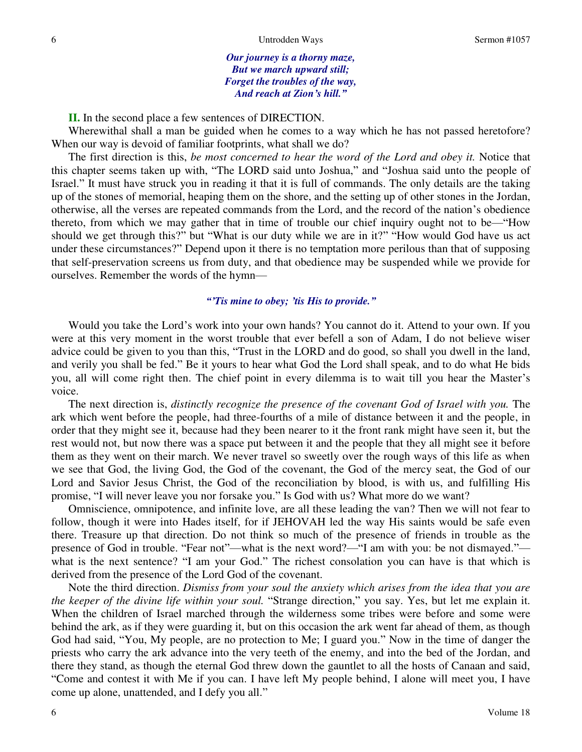*Our journey is a thorny maze,*
*But we march upward still;*
*Forget the troubles of the way,*
*And reach at Zion's hill."*

**II.** In the second place a few sentences of DIRECTION.

Wherewithal shall a man be guided when he comes to a way which he has not passed heretofore? When our way is devoid of familiar footprints, what shall we do?

The first direction is this, *be most concerned to hear the word of the Lord and obey it.* Notice that this chapter seems taken up with, "The LORD said unto Joshua," and "Joshua said unto the people of Israel." It must have struck you in reading it that it is full of commands. The only details are the taking up of the stones of memorial, heaping them on the shore, and the setting up of other stones in the Jordan, otherwise, all the verses are repeated commands from the Lord, and the record of the nation's obedience thereto, from which we may gather that in time of trouble our chief inquiry ought not to be—"How should we get through this?" but "What is our duty while we are in it?" "How would God have us act under these circumstances?" Depend upon it there is no temptation more perilous than that of supposing that self-preservation screens us from duty, and that obedience may be suspended while we provide for ourselves. Remember the words of the hymn—

*"'Tis mine to obey; 'tis His to provide."*

Would you take the Lord's work into your own hands? You cannot do it. Attend to your own. If you were at this very moment in the worst trouble that ever befell a son of Adam, I do not believe wiser advice could be given to you than this, "Trust in the LORD and do good, so shall you dwell in the land, and verily you shall be fed." Be it yours to hear what God the Lord shall speak, and to do what He bids you, all will come right then. The chief point in every dilemma is to wait till you hear the Master's voice.

The next direction is, *distinctly recognize the presence of the covenant God of Israel with you.* The ark which went before the people, had three-fourths of a mile of distance between it and the people, in order that they might see it, because had they been nearer to it the front rank might have seen it, but the rest would not, but now there was a space put between it and the people that they all might see it before them as they went on their march. We never travel so sweetly over the rough ways of this life as when we see that God, the living God, the God of the covenant, the God of the mercy seat, the God of our Lord and Savior Jesus Christ, the God of the reconciliation by blood, is with us, and fulfilling His promise, "I will never leave you nor forsake you." Is God with us? What more do we want?

Omniscience, omnipotence, and infinite love, are all these leading the van? Then we will not fear to follow, though it were into Hades itself, for if JEHOVAH led the way His saints would be safe even there. Treasure up that direction. Do not think so much of the presence of friends in trouble as the presence of God in trouble. "Fear not"—what is the next word?—"I am with you: be not dismayed."—what is the next sentence? "I am your God." The richest consolation you can have is that which is derived from the presence of the Lord God of the covenant.

Note the third direction. *Dismiss from your soul the anxiety which arises from the idea that you are the keeper of the divine life within your soul.* "Strange direction," you say. Yes, but let me explain it. When the children of Israel marched through the wilderness some tribes were before and some were behind the ark, as if they were guarding it, but on this occasion the ark went far ahead of them, as though God had said, "You, My people, are no protection to Me; I guard you." Now in the time of danger the priests who carry the ark advance into the very teeth of the enemy, and into the bed of the Jordan, and there they stand, as though the eternal God threw down the gauntlet to all the hosts of Canaan and said, "Come and contest it with Me if you can. I have left My people behind, I alone will meet you, I have come up alone, unattended, and I defy you all."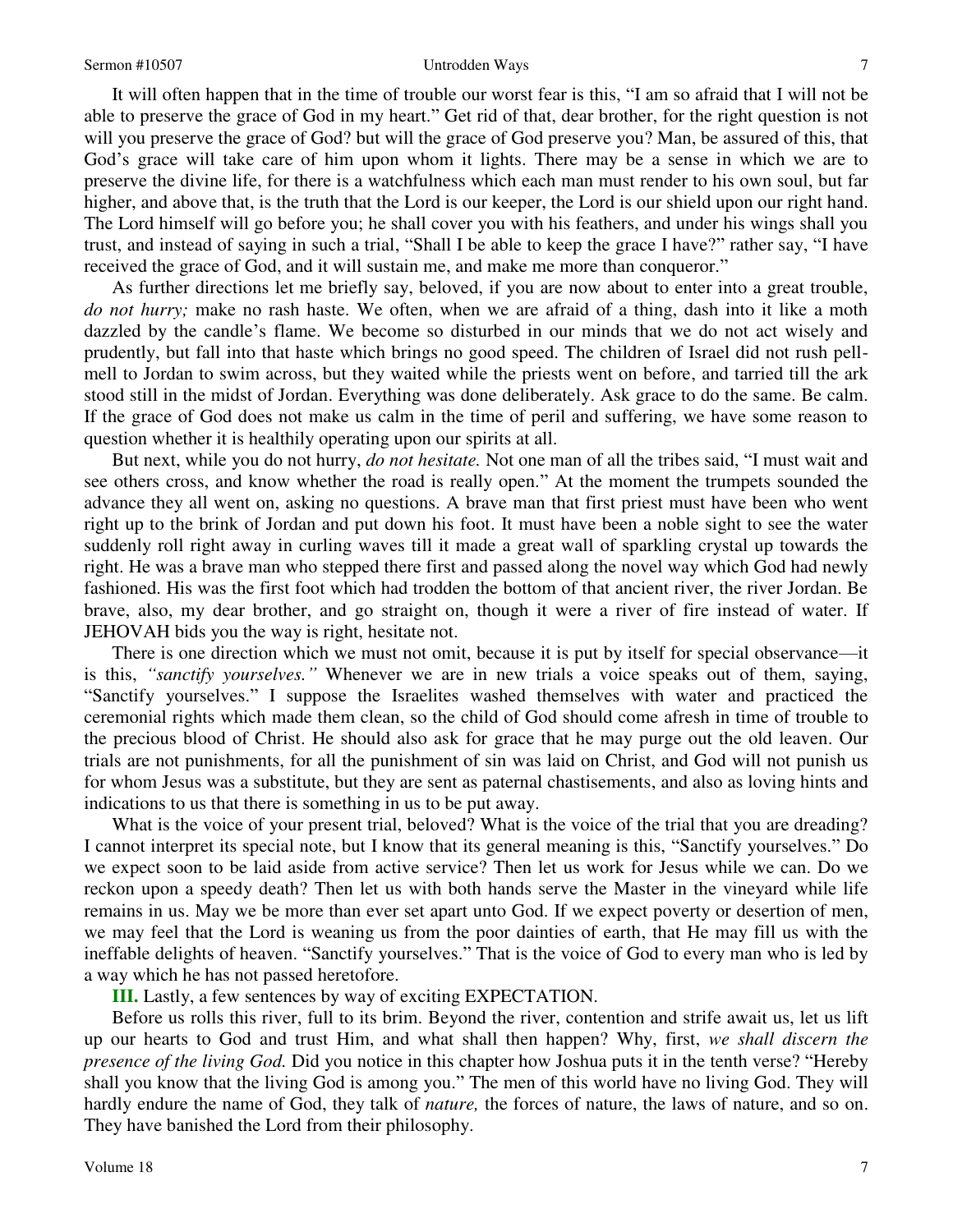It will often happen that in the time of trouble our worst fear is this, "I am so afraid that I will not be able to preserve the grace of God in my heart." Get rid of that, dear brother, for the right question is not will you preserve the grace of God? but will the grace of God preserve you? Man, be assured of this, that God's grace will take care of him upon whom it lights. There may be a sense in which we are to preserve the divine life, for there is a watchfulness which each man must render to his own soul, but far higher, and above that, is the truth that the Lord is our keeper, the Lord is our shield upon our right hand. The Lord himself will go before you; he shall cover you with his feathers, and under his wings shall you trust, and instead of saying in such a trial, "Shall I be able to keep the grace I have?" rather say, "I have received the grace of God, and it will sustain me, and make me more than conqueror."

As further directions let me briefly say, beloved, if you are now about to enter into a great trouble, *do not hurry;* make no rash haste. We often, when we are afraid of a thing, dash into it like a moth dazzled by the candle's flame. We become so disturbed in our minds that we do not act wisely and prudently, but fall into that haste which brings no good speed. The children of Israel did not rush pell-mell to Jordan to swim across, but they waited while the priests went on before, and tarried till the ark stood still in the midst of Jordan. Everything was done deliberately. Ask grace to do the same. Be calm. If the grace of God does not make us calm in the time of peril and suffering, we have some reason to question whether it is healthily operating upon our spirits at all.

But next, while you do not hurry, *do not hesitate.* Not one man of all the tribes said, "I must wait and see others cross, and know whether the road is really open." At the moment the trumpets sounded the advance they all went on, asking no questions. A brave man that first priest must have been who went right up to the brink of Jordan and put down his foot. It must have been a noble sight to see the water suddenly roll right away in curling waves till it made a great wall of sparkling crystal up towards the right. He was a brave man who stepped there first and passed along the novel way which God had newly fashioned. His was the first foot which had trodden the bottom of that ancient river, the river Jordan. Be brave, also, my dear brother, and go straight on, though it were a river of fire instead of water. If JEHOVAH bids you the way is right, hesitate not.

There is one direction which we must not omit, because it is put by itself for special observance—it is this, *"sanctify yourselves."* Whenever we are in new trials a voice speaks out of them, saying, "Sanctify yourselves." I suppose the Israelites washed themselves with water and practiced the ceremonial rights which made them clean, so the child of God should come afresh in time of trouble to the precious blood of Christ. He should also ask for grace that he may purge out the old leaven. Our trials are not punishments, for all the punishment of sin was laid on Christ, and God will not punish us for whom Jesus was a substitute, but they are sent as paternal chastisements, and also as loving hints and indications to us that there is something in us to be put away.

What is the voice of your present trial, beloved? What is the voice of the trial that you are dreading? I cannot interpret its special note, but I know that its general meaning is this, "Sanctify yourselves." Do we expect soon to be laid aside from active service? Then let us work for Jesus while we can. Do we reckon upon a speedy death? Then let us with both hands serve the Master in the vineyard while life remains in us. May we be more than ever set apart unto God. If we expect poverty or desertion of men, we may feel that the Lord is weaning us from the poor dainties of earth, that He may fill us with the ineffable delights of heaven. "Sanctify yourselves." That is the voice of God to every man who is led by a way which he has not passed heretofore.

**III.** Lastly, a few sentences by way of exciting EXPECTATION.

Before us rolls this river, full to its brim. Beyond the river, contention and strife await us, let us lift up our hearts to God and trust Him, and what shall then happen? Why, first, *we shall discern the presence of the living God.* Did you notice in this chapter how Joshua puts it in the tenth verse? "Hereby shall you know that the living God is among you." The men of this world have no living God. They will hardly endure the name of God, they talk of *nature,* the forces of nature, the laws of nature, and so on. They have banished the Lord from their philosophy.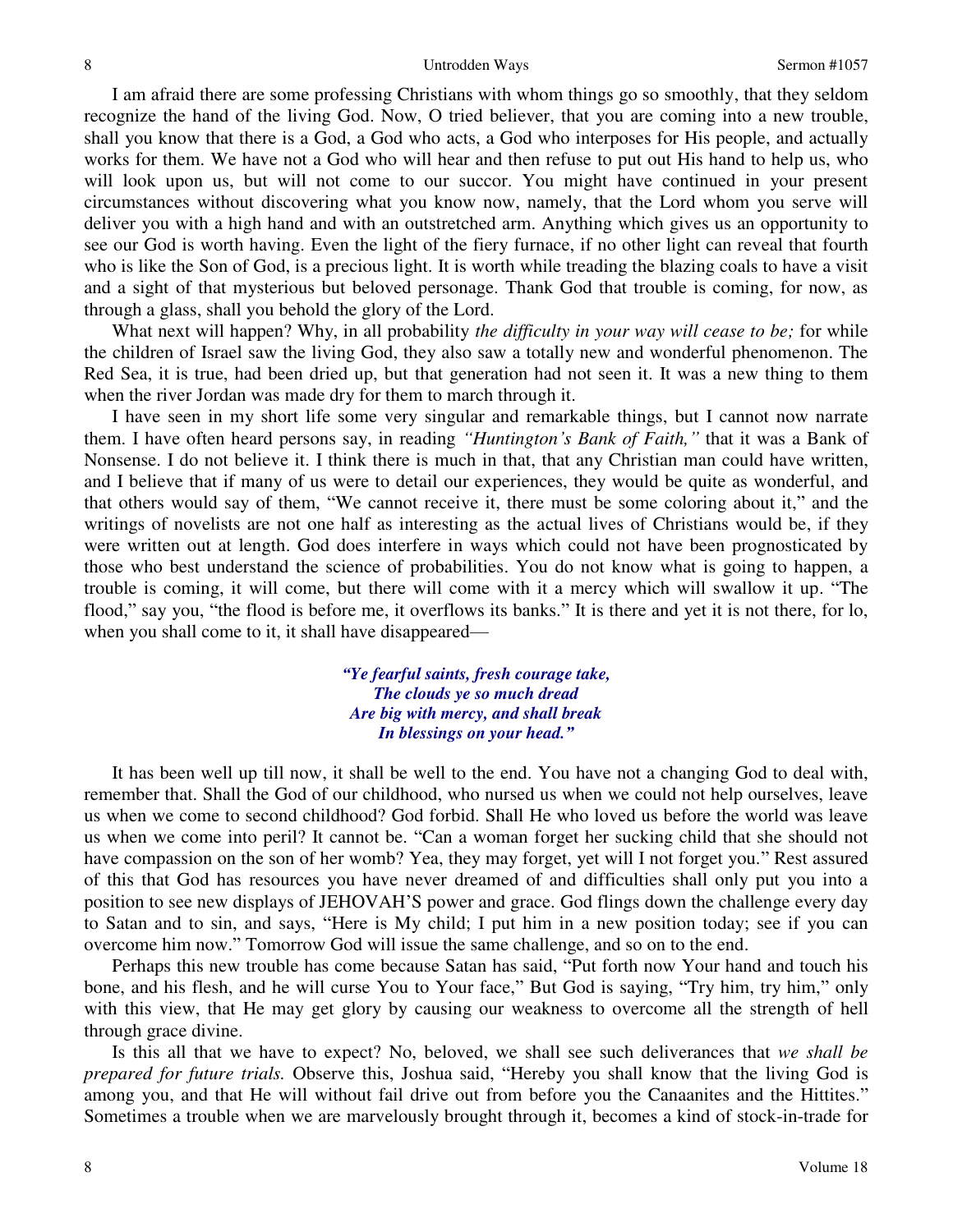I am afraid there are some professing Christians with whom things go so smoothly, that they seldom recognize the hand of the living God. Now, O tried believer, that you are coming into a new trouble, shall you know that there is a God, a God who acts, a God who interposes for His people, and actually works for them. We have not a God who will hear and then refuse to put out His hand to help us, who will look upon us, but will not come to our succor. You might have continued in your present circumstances without discovering what you know now, namely, that the Lord whom you serve will deliver you with a high hand and with an outstretched arm. Anything which gives us an opportunity to see our God is worth having. Even the light of the fiery furnace, if no other light can reveal that fourth who is like the Son of God, is a precious light. It is worth while treading the blazing coals to have a visit and a sight of that mysterious but beloved personage. Thank God that trouble is coming, for now, as through a glass, shall you behold the glory of the Lord.

What next will happen? Why, in all probability *the difficulty in your way will cease to be;* for while the children of Israel saw the living God, they also saw a totally new and wonderful phenomenon. The Red Sea, it is true, had been dried up, but that generation had not seen it. It was a new thing to them when the river Jordan was made dry for them to march through it.

I have seen in my short life some very singular and remarkable things, but I cannot now narrate them. I have often heard persons say, in reading *"Huntington's Bank of Faith,"* that it was a Bank of Nonsense. I do not believe it. I think there is much in that, that any Christian man could have written, and I believe that if many of us were to detail our experiences, they would be quite as wonderful, and that others would say of them, "We cannot receive it, there must be some coloring about it," and the writings of novelists are not one half as interesting as the actual lives of Christians would be, if they were written out at length. God does interfere in ways which could not have been prognosticated by those who best understand the science of probabilities. You do not know what is going to happen, a trouble is coming, it will come, but there will come with it a mercy which will swallow it up. "The flood," say you, "the flood is before me, it overflows its banks." It is there and yet it is not there, for lo, when you shall come to it, it shall have disappeared—

> ***"Ye fearful saints, fresh courage take,***
> ***The clouds ye so much dread***
> ***Are big with mercy, and shall break***
> ***In blessings on your head."***

It has been well up till now, it shall be well to the end. You have not a changing God to deal with, remember that. Shall the God of our childhood, who nursed us when we could not help ourselves, leave us when we come to second childhood? God forbid. Shall He who loved us before the world was leave us when we come into peril? It cannot be. "Can a woman forget her sucking child that she should not have compassion on the son of her womb? Yea, they may forget, yet will I not forget you." Rest assured of this that God has resources you have never dreamed of and difficulties shall only put you into a position to see new displays of JEHOVAH'S power and grace. God flings down the challenge every day to Satan and to sin, and says, "Here is My child; I put him in a new position today; see if you can overcome him now." Tomorrow God will issue the same challenge, and so on to the end.

Perhaps this new trouble has come because Satan has said, "Put forth now Your hand and touch his bone, and his flesh, and he will curse You to Your face," But God is saying, "Try him, try him," only with this view, that He may get glory by causing our weakness to overcome all the strength of hell through grace divine.

Is this all that we have to expect? No, beloved, we shall see such deliverances that *we shall be prepared for future trials.* Observe this, Joshua said, "Hereby you shall know that the living God is among you, and that He will without fail drive out from before you the Canaanites and the Hittites." Sometimes a trouble when we are marvelously brought through it, becomes a kind of stock-in-trade for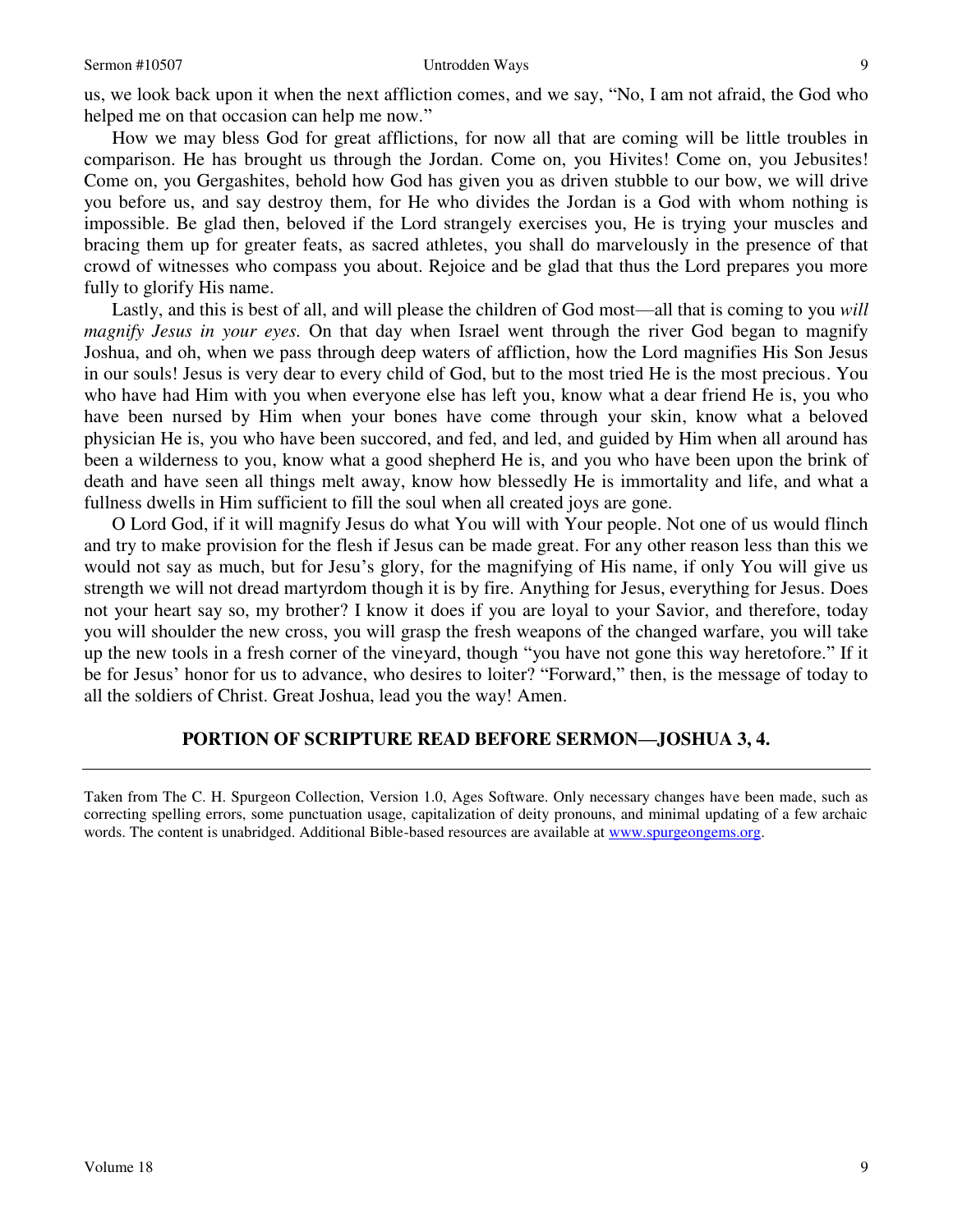us, we look back upon it when the next affliction comes, and we say, "No, I am not afraid, the God who helped me on that occasion can help me now."

How we may bless God for great afflictions, for now all that are coming will be little troubles in comparison. He has brought us through the Jordan. Come on, you Hivites! Come on, you Jebusites! Come on, you Gergashites, behold how God has given you as driven stubble to our bow, we will drive you before us, and say destroy them, for He who divides the Jordan is a God with whom nothing is impossible. Be glad then, beloved if the Lord strangely exercises you, He is trying your muscles and bracing them up for greater feats, as sacred athletes, you shall do marvelously in the presence of that crowd of witnesses who compass you about. Rejoice and be glad that thus the Lord prepares you more fully to glorify His name.

Lastly, and this is best of all, and will please the children of God most—all that is coming to you *will magnify Jesus in your eyes.* On that day when Israel went through the river God began to magnify Joshua, and oh, when we pass through deep waters of affliction, how the Lord magnifies His Son Jesus in our souls! Jesus is very dear to every child of God, but to the most tried He is the most precious. You who have had Him with you when everyone else has left you, know what a dear friend He is, you who have been nursed by Him when your bones have come through your skin, know what a beloved physician He is, you who have been succored, and fed, and led, and guided by Him when all around has been a wilderness to you, know what a good shepherd He is, and you who have been upon the brink of death and have seen all things melt away, know how blessedly He is immortality and life, and what a fullness dwells in Him sufficient to fill the soul when all created joys are gone.

O Lord God, if it will magnify Jesus do what You will with Your people. Not one of us would flinch and try to make provision for the flesh if Jesus can be made great. For any other reason less than this we would not say as much, but for Jesu's glory, for the magnifying of His name, if only You will give us strength we will not dread martyrdom though it is by fire. Anything for Jesus, everything for Jesus. Does not your heart say so, my brother? I know it does if you are loyal to your Savior, and therefore, today you will shoulder the new cross, you will grasp the fresh weapons of the changed warfare, you will take up the new tools in a fresh corner of the vineyard, though "you have not gone this way heretofore." If it be for Jesus' honor for us to advance, who desires to loiter? "Forward," then, is the message of today to all the soldiers of Christ. Great Joshua, lead you the way! Amen.

## PORTION OF SCRIPTURE READ BEFORE SERMON—JOSHUA 3, 4.

---

Taken from The C. H. Spurgeon Collection, Version 1.0, Ages Software. Only necessary changes have been made, such as correcting spelling errors, some punctuation usage, capitalization of deity pronouns, and minimal updating of a few archaic words. The content is unabridged. Additional Bible-based resources are available at www.spurgeongems.org.